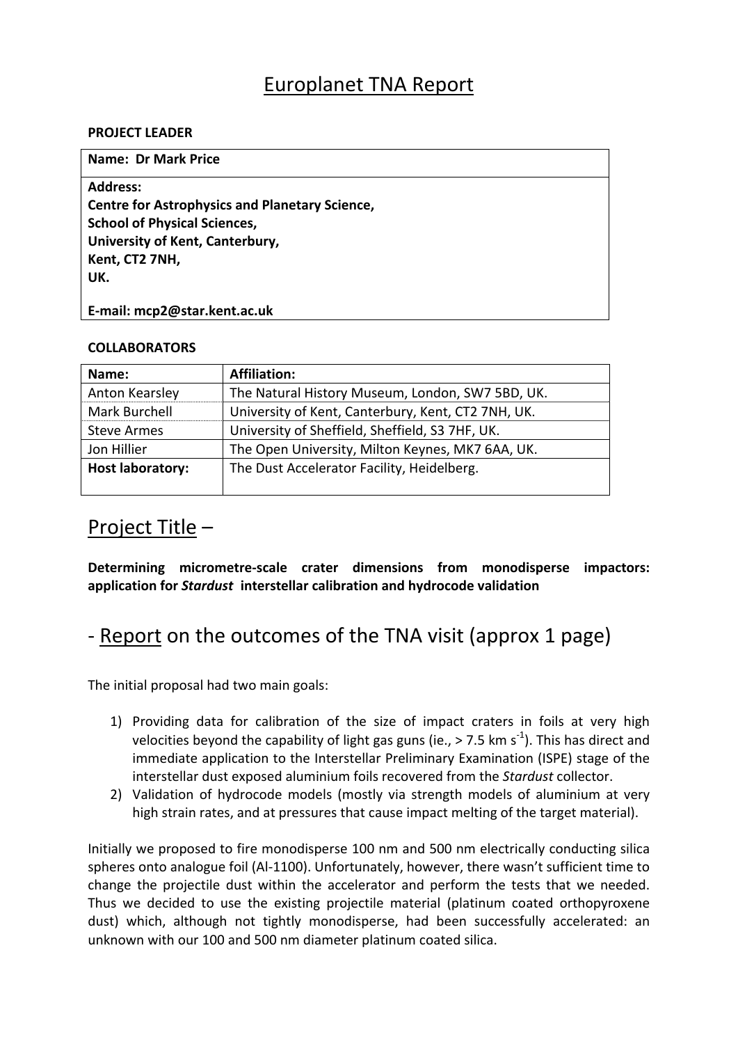# Europlanet TNA Report

**PROJECT LEADER**

| **Name: Dr Mark Price** |
|---|
| **Address:**<br>**Centre for Astrophysics and Planetary Science,**<br>**School of Physical Sciences,**<br>**University of Kent, Canterbury,**<br>**Kent, CT2 7NH,**<br>**UK.**<br><br>**E-mail: mcp2@star.kent.ac.uk** |

**COLLABORATORS**

| **Name:** | **Affiliation:** |
|---|---|
| Anton Kearsley | The Natural History Museum, London, SW7 5BD, UK. |
| Mark Burchell | University of Kent, Canterbury, Kent, CT2 7NH, UK. |
| Steve Armes | University of Sheffield, Sheffield, S3 7HF, UK. |
| Jon Hillier | The Open University, Milton Keynes, MK7 6AA, UK. |
| **Host laboratory:** | The Dust Accelerator Facility, Heidelberg. |

## Project Title –

**Determining micrometre-scale crater dimensions from monodisperse impactors: application for *Stardust* interstellar calibration and hydrocode validation**

## - Report on the outcomes of the TNA visit (approx 1 page)

The initial proposal had two main goals:

1) Providing data for calibration of the size of impact craters in foils at very high velocities beyond the capability of light gas guns (ie., > 7.5 km $s^{-1}$). This has direct and immediate application to the Interstellar Preliminary Examination (ISPE) stage of the interstellar dust exposed aluminium foils recovered from the *Stardust* collector.
2) Validation of hydrocode models (mostly via strength models of aluminium at very high strain rates, and at pressures that cause impact melting of the target material).

Initially we proposed to fire monodisperse 100 nm and 500 nm electrically conducting silica spheres onto analogue foil (Al-1100). Unfortunately, however, there wasn't sufficient time to change the projectile dust within the accelerator and perform the tests that we needed. Thus we decided to use the existing projectile material (platinum coated orthopyroxene dust) which, although not tightly monodisperse, had been successfully accelerated: an unknown with our 100 and 500 nm diameter platinum coated silica.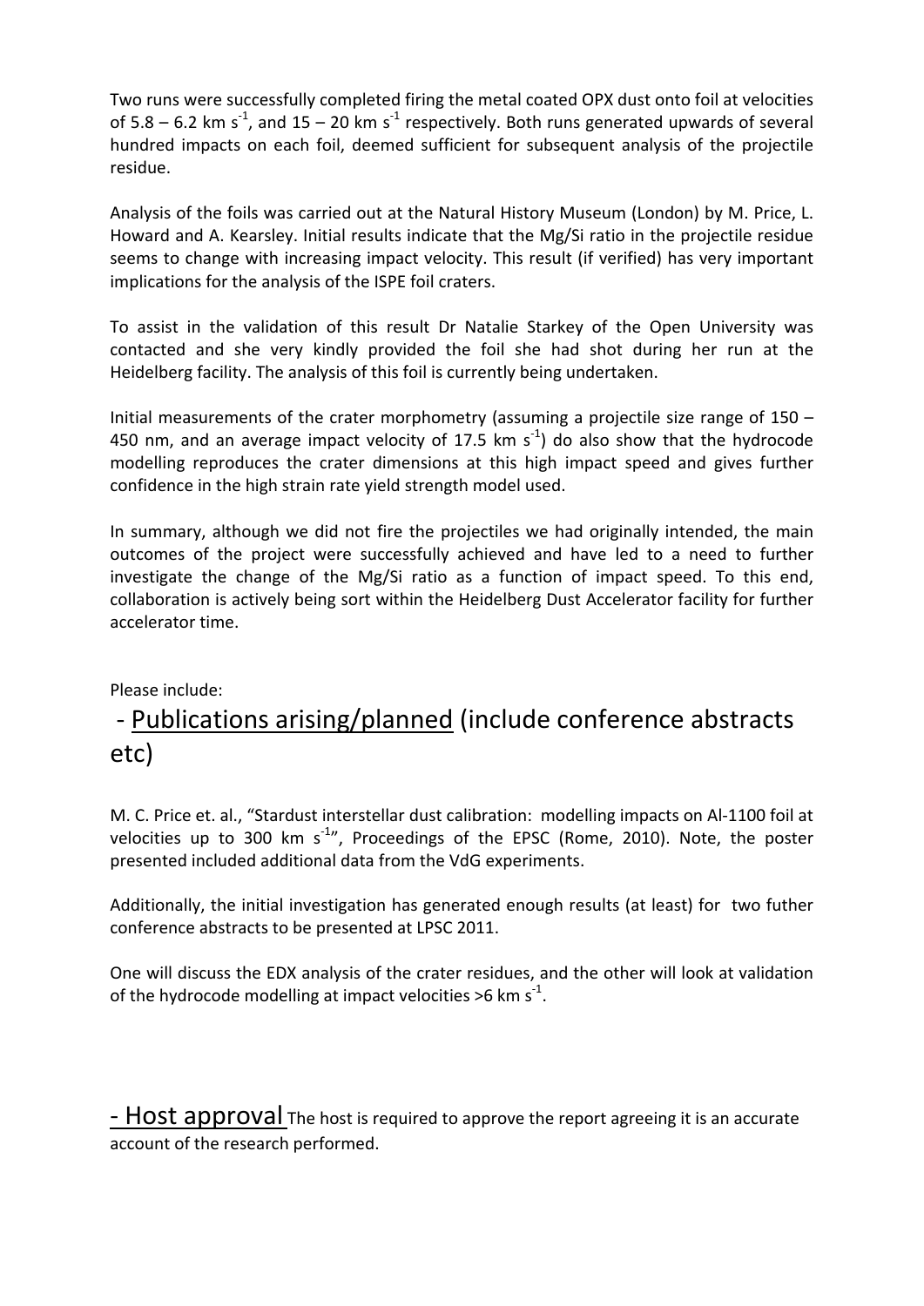Two runs were successfully completed firing the metal coated OPX dust onto foil at velocities of 5.8 – 6.2 km $s^{-1}$, and 15 – 20 km $s^{-1}$ respectively. Both runs generated upwards of several hundred impacts on each foil, deemed sufficient for subsequent analysis of the projectile residue.

Analysis of the foils was carried out at the Natural History Museum (London) by M. Price, L. Howard and A. Kearsley. Initial results indicate that the Mg/Si ratio in the projectile residue seems to change with increasing impact velocity. This result (if verified) has very important implications for the analysis of the ISPE foil craters.

To assist in the validation of this result Dr Natalie Starkey of the Open University was contacted and she very kindly provided the foil she had shot during her run at the Heidelberg facility. The analysis of this foil is currently being undertaken.

Initial measurements of the crater morphometry (assuming a projectile size range of 150 – 450 nm, and an average impact velocity of 17.5 km $s^{-1}$) do also show that the hydrocode modelling reproduces the crater dimensions at this high impact speed and gives further confidence in the high strain rate yield strength model used.

In summary, although we did not fire the projectiles we had originally intended, the main outcomes of the project were successfully achieved and have led to a need to further investigate the change of the Mg/Si ratio as a function of impact speed. To this end, collaboration is actively being sort within the Heidelberg Dust Accelerator facility for further accelerator time.

Please include:

## - <u>Publications arising/planned</u> (include conference abstracts etc)

M. C. Price et. al., "Stardust interstellar dust calibration: modelling impacts on Al-1100 foil at velocities up to 300 km $s^{-1}$", Proceedings of the EPSC (Rome, 2010). Note, the poster presented included additional data from the VdG experiments.

Additionally, the initial investigation has generated enough results (at least) for two futher conference abstracts to be presented at LPSC 2011.

One will discuss the EDX analysis of the crater residues, and the other will look at validation of the hydrocode modelling at impact velocities >6 km $s^{-1}$.

## - <u>Host approval</u> The host is required to approve the report agreeing it is an accurate account of the research performed.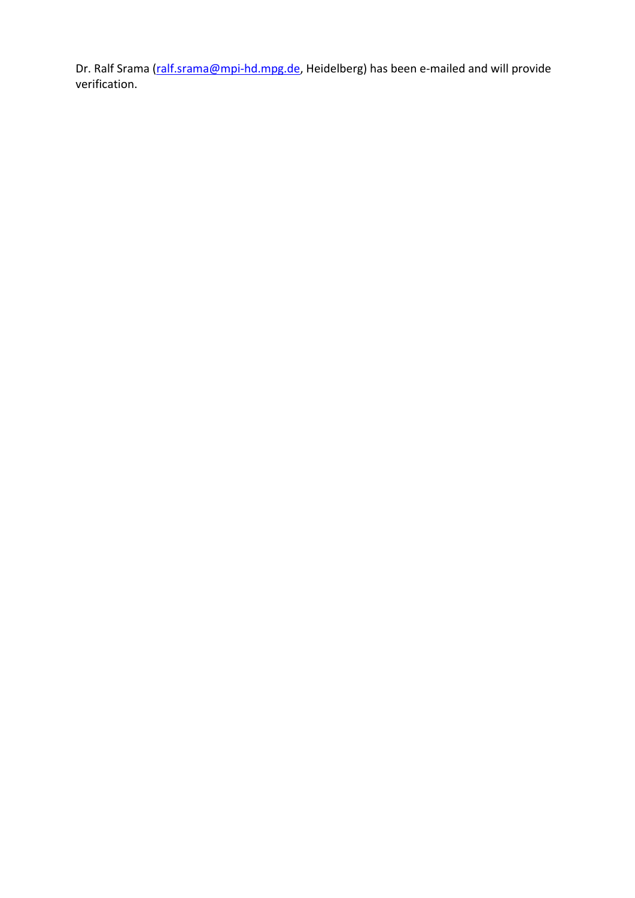Dr. Ralf Srama (ralf.srama@mpi-hd.mpg.de, Heidelberg) has been e-mailed and will provide verification.